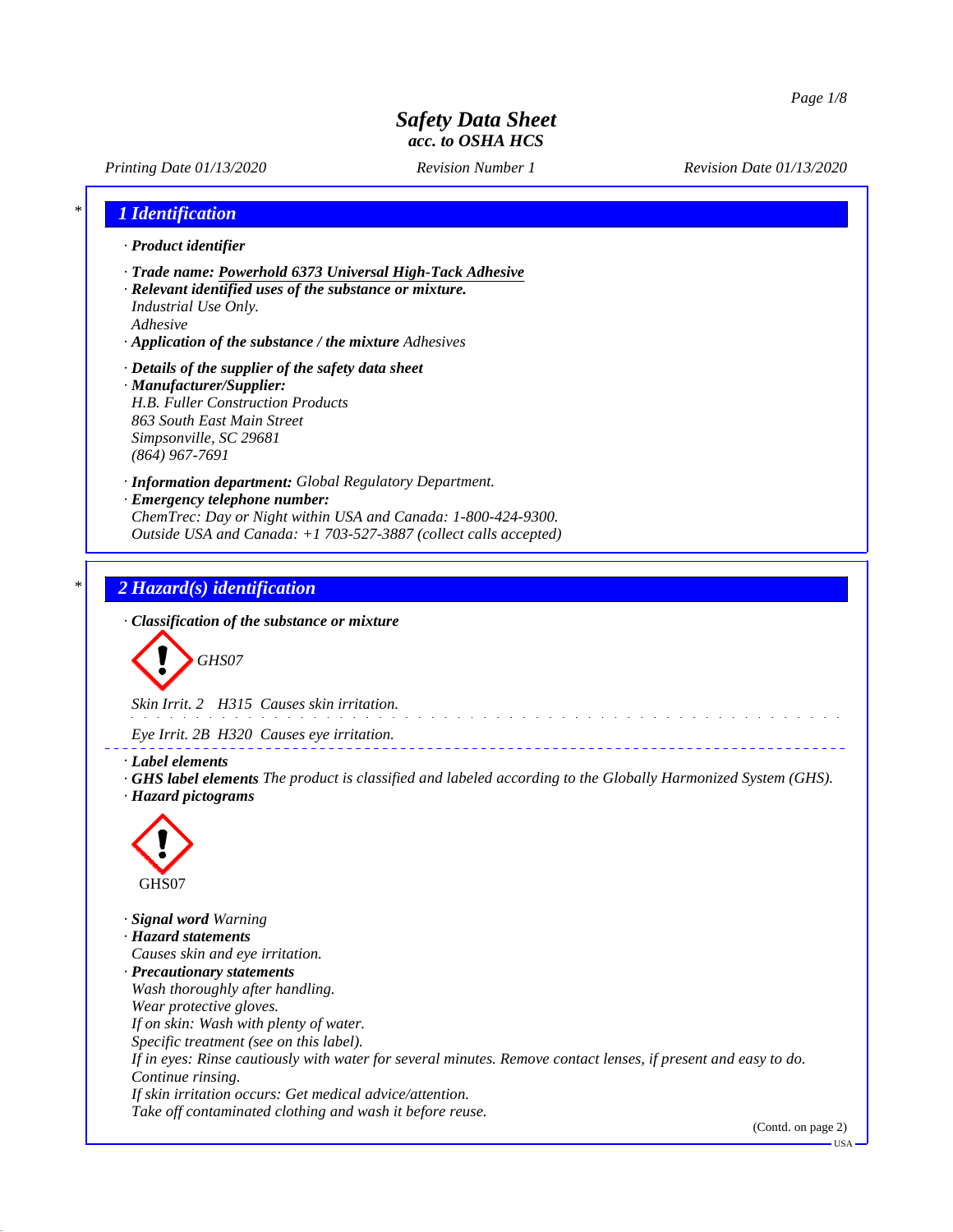# Safety Data Sheet
## acc. to OSHA HCS

*Printing Date 01/13/2020* *Revision Number 1* *Revision Date 01/13/2020*

## 1 Identification

· **Product identifier**

· **Trade name: Powerhold 6373 Universal High-Tack Adhesive**

· **Relevant identified uses of the substance or mixture.**
Industrial Use Only.
Adhesive

· **Application of the substance / the mixture** Adhesives

· **Details of the supplier of the safety data sheet**

· **Manufacturer/Supplier:**
H.B. Fuller Construction Products
863 South East Main Street
Simpsonville, SC 29681
(864) 967-7691

· **Information department:** Global Regulatory Department.

· **Emergency telephone number:**
ChemTrec: Day or Night within USA and Canada: 1-800-424-9300.
Outside USA and Canada: +1 703-527-3887 (collect calls accepted)

## 2 Hazard(s) identification

· **Classification of the substance or mixture**

GHS07

Skin Irrit. 2 H315 Causes skin irritation.

Eye Irrit. 2B H320 Causes eye irritation.

· **Label elements**

· **GHS label elements** The product is classified and labeled according to the Globally Harmonized System (GHS).

· **Hazard pictograms**

GHS07

· **Signal word** Warning

· **Hazard statements**
Causes skin and eye irritation.

· **Precautionary statements**
Wash thoroughly after handling.
Wear protective gloves.
If on skin: Wash with plenty of water.
Specific treatment (see on this label).
If in eyes: Rinse cautiously with water for several minutes. Remove contact lenses, if present and easy to do. Continue rinsing.
If skin irritation occurs: Get medical advice/attention.
Take off contaminated clothing and wash it before reuse.

(Contd. on page 2)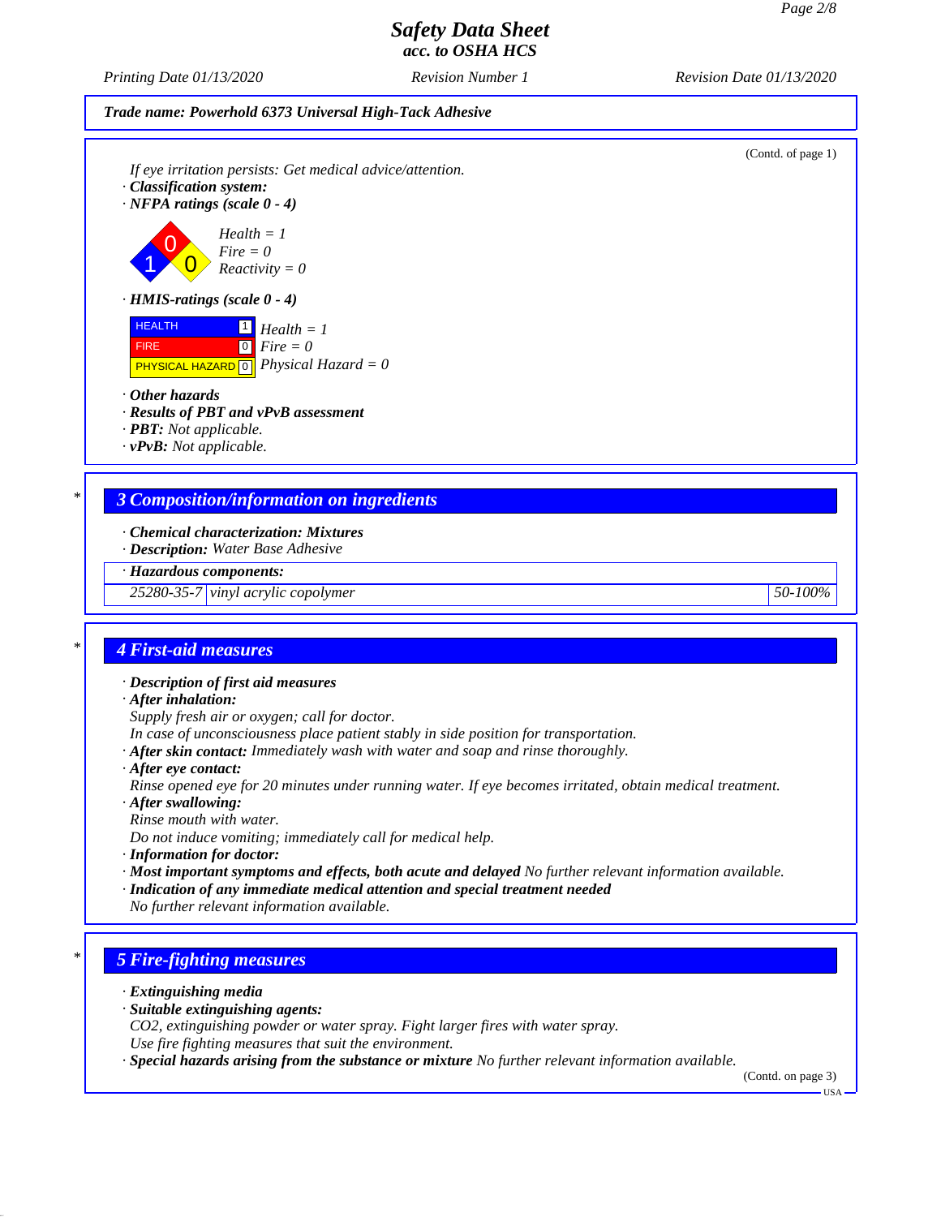**Trade name: Powerhold 6373 Universal High-Tack Adhesive**

(Contd. of page 1)

If eye irritation persists: Get medical advice/attention.

· **Classification system:**

· **NFPA ratings (scale 0 - 4)**

Health = 1
Fire = 0
Reactivity = 0

· **HMIS-ratings (scale 0 - 4)**

| | | |
|---|---|---|
| HEALTH | 1 | Health = 1 |
| FIRE | 0 | Fire = 0 |
| PHYSICAL HAZARD | 0 | Physical Hazard = 0 |

· **Other hazards**
· **Results of PBT and vPvB assessment**
· **PBT:** Not applicable.
· **vPvB:** Not applicable.

## 3 Composition/information on ingredients

· **Chemical characterization: Mixtures**
· **Description:** Water Base Adhesive

| · Hazardous components: | | |
|---|---|---|
| 25280-35-7 | vinyl acrylic copolymer | 50-100% |

## 4 First-aid measures

· **Description of first aid measures**
· **After inhalation:**
Supply fresh air or oxygen; call for doctor.
In case of unconsciousness place patient stably in side position for transportation.
· **After skin contact:** Immediately wash with water and soap and rinse thoroughly.
· **After eye contact:**
Rinse opened eye for 20 minutes under running water. If eye becomes irritated, obtain medical treatment.
· **After swallowing:**
Rinse mouth with water.
Do not induce vomiting; immediately call for medical help.
· **Information for doctor:**
· **Most important symptoms and effects, both acute and delayed** No further relevant information available.
· **Indication of any immediate medical attention and special treatment needed**
No further relevant information available.

## 5 Fire-fighting measures

· **Extinguishing media**
· **Suitable extinguishing agents:**
$CO_2$, extinguishing powder or water spray. Fight larger fires with water spray.
Use fire fighting measures that suit the environment.
· **Special hazards arising from the substance or mixture** No further relevant information available.

(Contd. on page 3)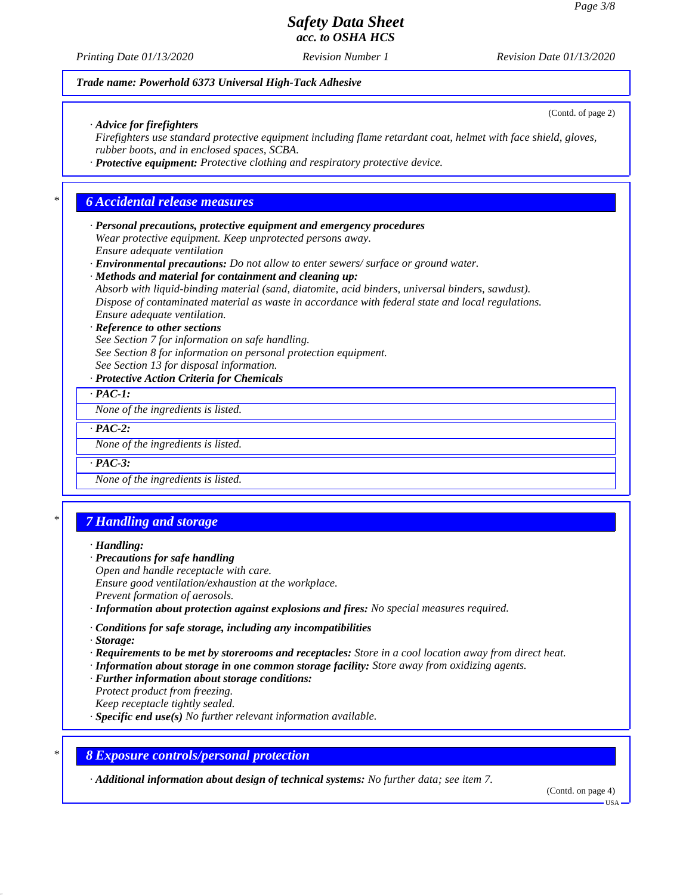*Trade name: Powerhold 6373 Universal High-Tack Adhesive*

(Contd. of page 2)

· **Advice for firefighters**
Firefighters use standard protective equipment including flame retardant coat, helmet with face shield, gloves, rubber boots, and in enclosed spaces, SCBA.
· **Protective equipment:** Protective clothing and respiratory protective device.

## 6 Accidental release measures

· **Personal precautions, protective equipment and emergency procedures**
Wear protective equipment. Keep unprotected persons away.
Ensure adequate ventilation
· **Environmental precautions:** Do not allow to enter sewers/ surface or ground water.
· **Methods and material for containment and cleaning up:**
Absorb with liquid-binding material (sand, diatomite, acid binders, universal binders, sawdust).
Dispose of contaminated material as waste in accordance with federal state and local regulations.
Ensure adequate ventilation.
· **Reference to other sections**
See Section 7 for information on safe handling.
See Section 8 for information on personal protection equipment.
See Section 13 for disposal information.
· **Protective Action Criteria for Chemicals**

| · **PAC-1:** |
|---|
| None of the ingredients is listed. |

| · **PAC-2:** |
|---|
| None of the ingredients is listed. |

| · **PAC-3:** |
|---|
| None of the ingredients is listed. |

## 7 Handling and storage

· **Handling:**
· **Precautions for safe handling**
Open and handle receptacle with care.
Ensure good ventilation/exhaustion at the workplace.
Prevent formation of aerosols.
· **Information about protection against explosions and fires:** No special measures required.

· **Conditions for safe storage, including any incompatibilities**
· **Storage:**
· **Requirements to be met by storerooms and receptacles:** Store in a cool location away from direct heat.
· **Information about storage in one common storage facility:** Store away from oxidizing agents.
· **Further information about storage conditions:**
Protect product from freezing.
Keep receptacle tightly sealed.
· **Specific end use(s)** No further relevant information available.

## 8 Exposure controls/personal protection

· **Additional information about design of technical systems:** No further data; see item 7.

(Contd. on page 4)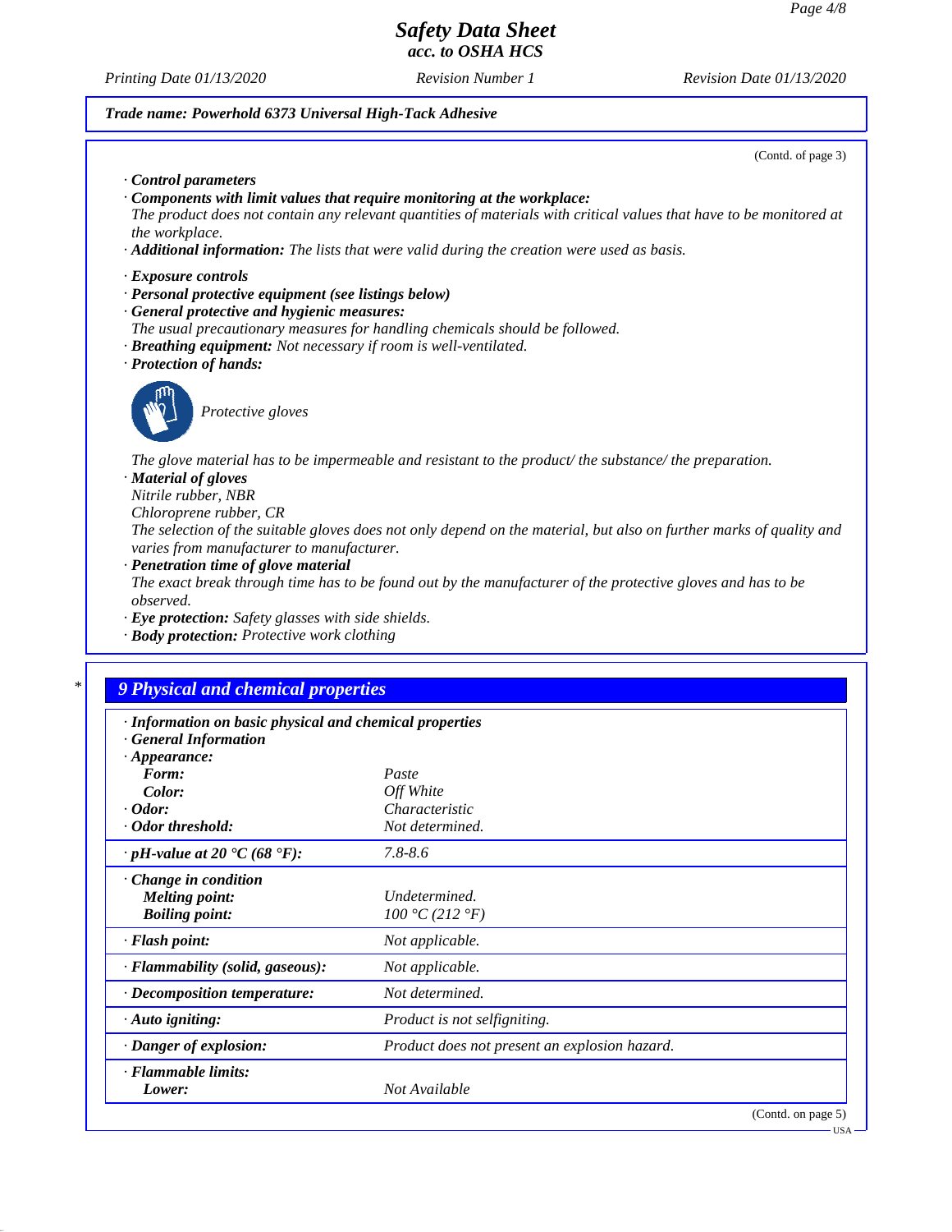**Trade name: Powerhold 6373 Universal High-Tack Adhesive**

(Contd. of page 3)

· **Control parameters**
· **Components with limit values that require monitoring at the workplace:**
The product does not contain any relevant quantities of materials with critical values that have to be monitored at the workplace.
· **Additional information:** The lists that were valid during the creation were used as basis.

· **Exposure controls**
· **Personal protective equipment (see listings below)**
· **General protective and hygienic measures:**
The usual precautionary measures for handling chemicals should be followed.
· **Breathing equipment:** Not necessary if room is well-ventilated.
· **Protection of hands:**

Protective gloves

The glove material has to be impermeable and resistant to the product/ the substance/ the preparation.
· **Material of gloves**
Nitrile rubber, NBR
Chloroprene rubber, CR
The selection of the suitable gloves does not only depend on the material, but also on further marks of quality and varies from manufacturer to manufacturer.
· **Penetration time of glove material**
The exact break through time has to be found out by the manufacturer of the protective gloves and has to be observed.
· **Eye protection:** Safety glasses with side shields.
· **Body protection:** Protective work clothing

## 9 Physical and chemical properties

· **Information on basic physical and chemical properties**
· **General Information**

| | |
|---|---|
| · **Appearance:** | |
| **Form:** | Paste |
| **Color:** | Off White |
| · **Odor:** | Characteristic |
| · **Odor threshold:** | Not determined. |
| · **pH-value at 20 °C (68 °F):** | 7.8-8.6 |
| · **Change in condition** | |
| **Melting point:** | Undetermined. |
| **Boiling point:** | 100 °C (212 °F) |
| · **Flash point:** | Not applicable. |
| · **Flammability (solid, gaseous):** | Not applicable. |
| · **Decomposition temperature:** | Not determined. |
| · **Auto igniting:** | Product is not selfigniting. |
| · **Danger of explosion:** | Product does not present an explosion hazard. |
| · **Flammable limits:** | |
| **Lower:** | Not Available |

(Contd. on page 5)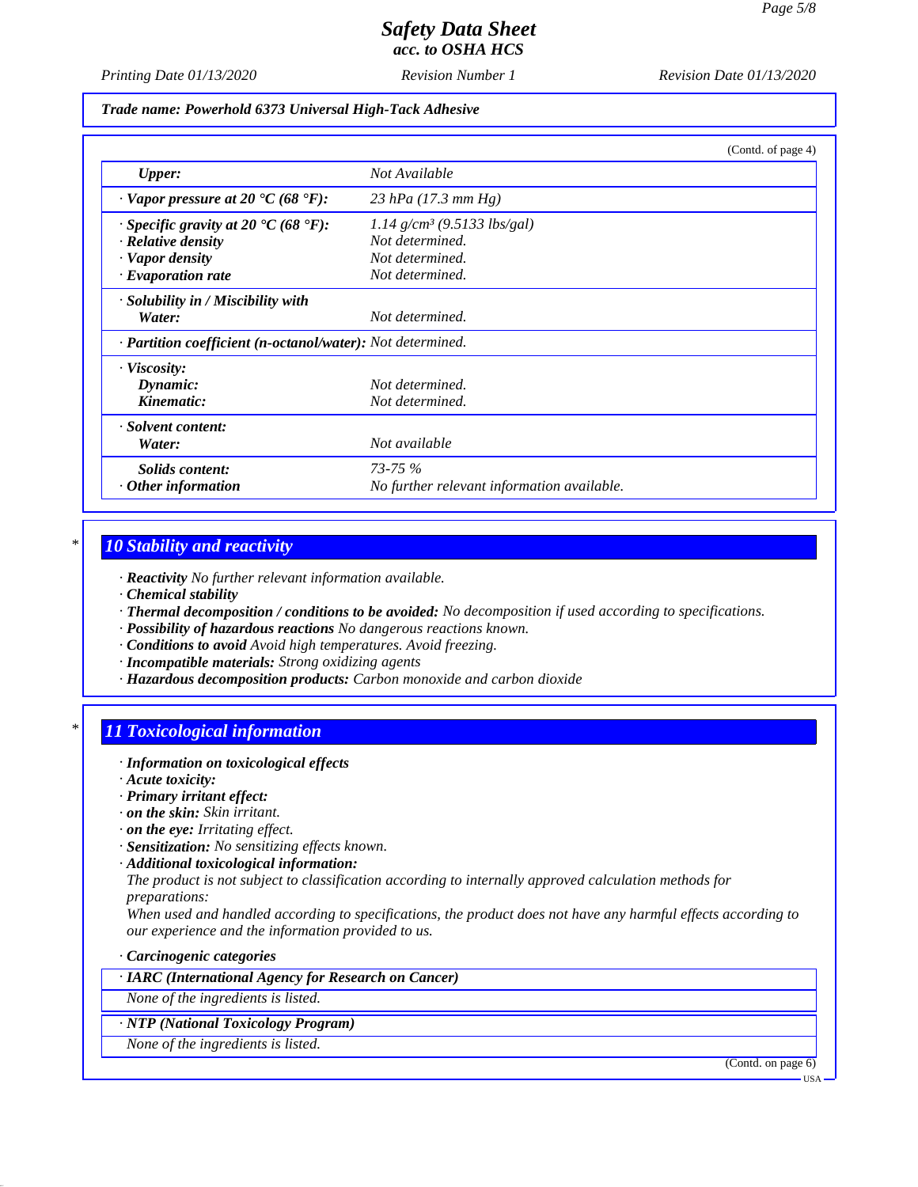Trade name: Powerhold 6373 Universal High-Tack Adhesive

(Contd. of page 4)

| | |
|---|---|
| **Upper:** | Not Available |
| · **Vapor pressure at 20 °C (68 °F):** | 23 hPa (17.3 mm Hg) |
| · **Specific gravity at 20 °C (68 °F):** | 1.14 g/cm³ (9.5133 lbs/gal) |
| · **Relative density** | Not determined. |
| · **Vapor density** | Not determined. |
| · **Evaporation rate** | Not determined. |
| · **Solubility in / Miscibility with** | |
| **Water:** | Not determined. |
| · **Partition coefficient (n-octanol/water):** | Not determined. |
| · **Viscosity:** | |
| **Dynamic:** | Not determined. |
| **Kinematic:** | Not determined. |
| · **Solvent content:** | |
| **Water:** | Not available |
| **Solids content:** | 73-75 % |
| · **Other information** | No further relevant information available. |

## 10 Stability and reactivity

· **Reactivity** No further relevant information available.
· **Chemical stability**
· **Thermal decomposition / conditions to be avoided:** No decomposition if used according to specifications.
· **Possibility of hazardous reactions** No dangerous reactions known.
· **Conditions to avoid** Avoid high temperatures. Avoid freezing.
· **Incompatible materials:** Strong oxidizing agents
· **Hazardous decomposition products:** Carbon monoxide and carbon dioxide

## 11 Toxicological information

· **Information on toxicological effects**
· **Acute toxicity:**
· **Primary irritant effect:**
· **on the skin:** Skin irritant.
· **on the eye:** Irritating effect.
· **Sensitization:** No sensitizing effects known.
· **Additional toxicological information:**
The product is not subject to classification according to internally approved calculation methods for preparations:
When used and handled according to specifications, the product does not have any harmful effects according to our experience and the information provided to us.

· **Carcinogenic categories**

| · **IARC (International Agency for Research on Cancer)** |
|---|
| None of the ingredients is listed. |

| · **NTP (National Toxicology Program)** |
|---|
| None of the ingredients is listed. |

(Contd. on page 6)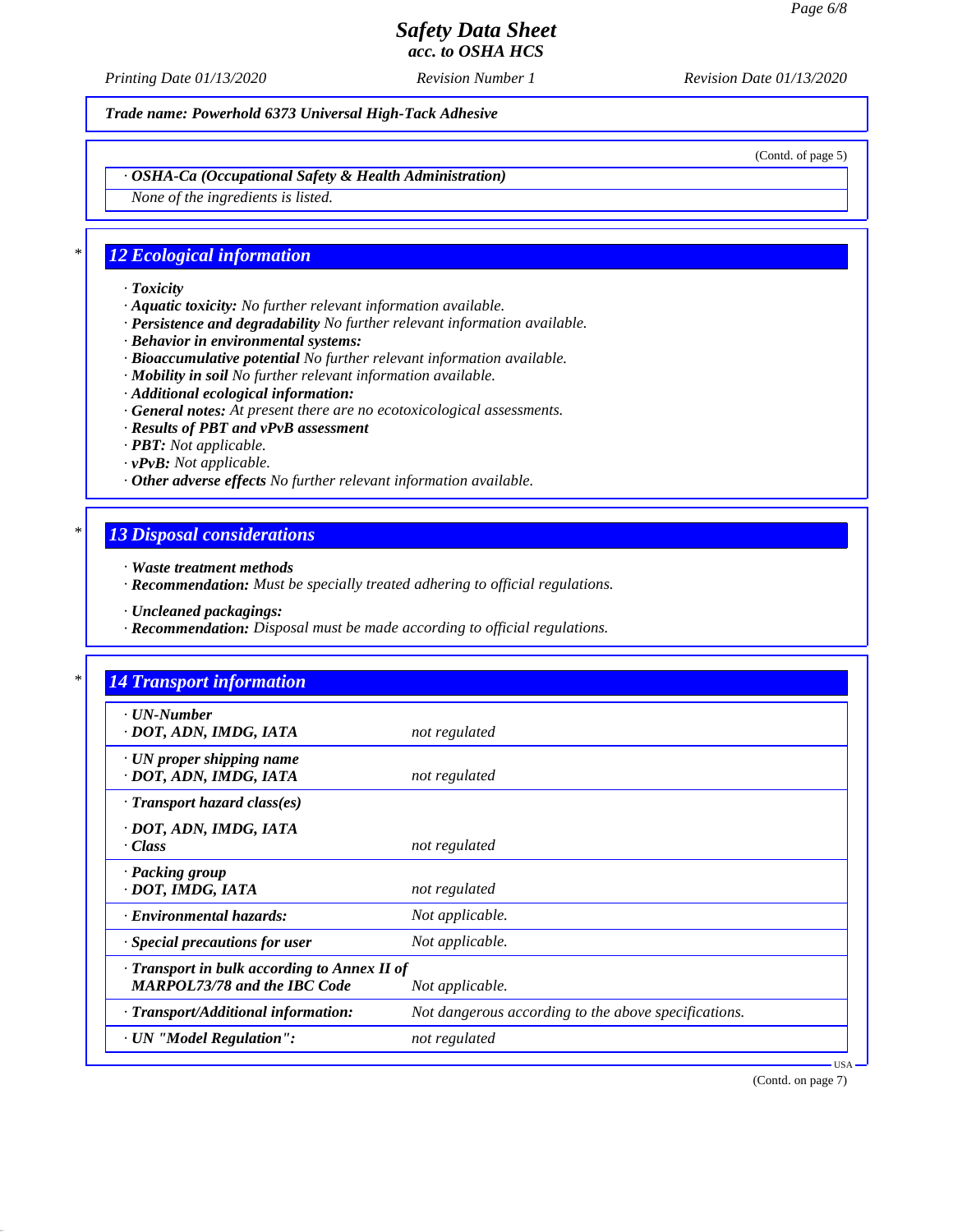**Trade name: Powerhold 6373 Universal High-Tack Adhesive**

(Contd. of page 5)

· **OSHA-Ca (Occupational Safety & Health Administration)**

None of the ingredients is listed.

## 12 Ecological information

· **Toxicity**
· **Aquatic toxicity:** No further relevant information available.
· **Persistence and degradability** No further relevant information available.
· **Behavior in environmental systems:**
· **Bioaccumulative potential** No further relevant information available.
· **Mobility in soil** No further relevant information available.
· **Additional ecological information:**
· **General notes:** At present there are no ecotoxicological assessments.
· **Results of PBT and vPvB assessment**
· **PBT:** Not applicable.
· **vPvB:** Not applicable.
· **Other adverse effects** No further relevant information available.

## 13 Disposal considerations

· **Waste treatment methods**
· **Recommendation:** Must be specially treated adhering to official regulations.

· **Uncleaned packagings:**
· **Recommendation:** Disposal must be made according to official regulations.

## 14 Transport information

| | |
|---|---|
| · **UN-Number**<br>· **DOT, ADN, IMDG, IATA** | not regulated |
| · **UN proper shipping name**<br>· **DOT, ADN, IMDG, IATA** | not regulated |
| · **Transport hazard class(es)**<br>· **DOT, ADN, IMDG, IATA**<br>· **Class** | not regulated |
| · **Packing group**<br>· **DOT, IMDG, IATA** | not regulated |
| · **Environmental hazards:** | Not applicable. |
| · **Special precautions for user** | Not applicable. |
| · **Transport in bulk according to Annex II of MARPOL73/78 and the IBC Code** | Not applicable. |
| · **Transport/Additional information:** | Not dangerous according to the above specifications. |
| · **UN "Model Regulation":** | not regulated |

(Contd. on page 7)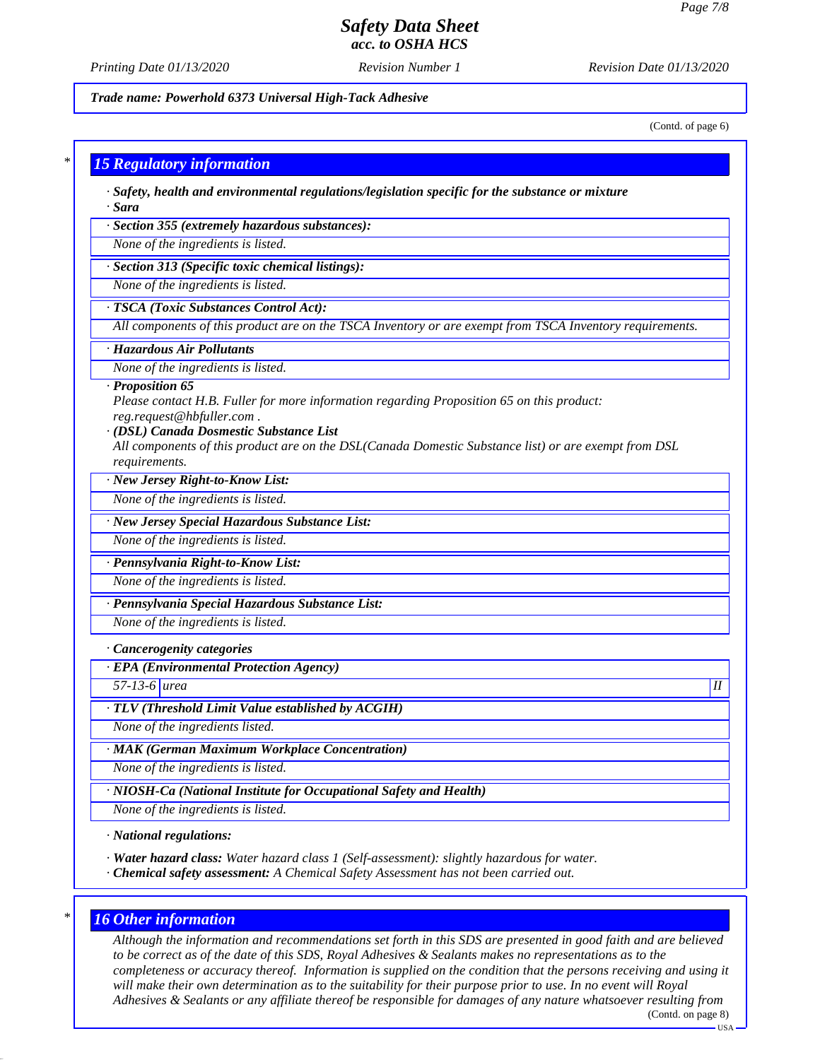*Safety Data Sheet*
*acc. to OSHA HCS*

*Printing Date 01/13/2020* | *Revision Number 1* | *Revision Date 01/13/2020*

**Trade name: Powerhold 6373 Universal High-Tack Adhesive**

(Contd. of page 6)

## 15 Regulatory information

· **Safety, health and environmental regulations/legislation specific for the substance or mixture**
· **Sara**

· **Section 355 (extremely hazardous substances):**
None of the ingredients is listed.

· **Section 313 (Specific toxic chemical listings):**
None of the ingredients is listed.

· **TSCA (Toxic Substances Control Act):**
All components of this product are on the TSCA Inventory or are exempt from TSCA Inventory requirements.

· **Hazardous Air Pollutants**
None of the ingredients is listed.

· **Proposition 65**
Please contact H.B. Fuller for more information regarding Proposition 65 on this product: reg.request@hbfuller.com .

· **(DSL) Canada Dosmestic Substance List**
All components of this product are on the DSL(Canada Domestic Substance list) or are exempt from DSL requirements.

· **New Jersey Right-to-Know List:**
None of the ingredients is listed.

· **New Jersey Special Hazardous Substance List:**
None of the ingredients is listed.

· **Pennsylvania Right-to-Know List:**
None of the ingredients is listed.

· **Pennsylvania Special Hazardous Substance List:**
None of the ingredients is listed.

· **Cancerogenity categories**

· **EPA (Environmental Protection Agency)**

| 57-13-6 | urea | II |
|---|---|---|

· **TLV (Threshold Limit Value established by ACGIH)**
None of the ingredients listed.

· **MAK (German Maximum Workplace Concentration)**
None of the ingredients is listed.

· **NIOSH-Ca (National Institute for Occupational Safety and Health)**
None of the ingredients is listed.

· **National regulations:**

· **Water hazard class:** Water hazard class 1 (Self-assessment): slightly hazardous for water.
· **Chemical safety assessment:** A Chemical Safety Assessment has not been carried out.

## 16 Other information

Although the information and recommendations set forth in this SDS are presented in good faith and are believed to be correct as of the date of this SDS, Royal Adhesives & Sealants make no representations as to the completeness or accuracy thereof. Information is supplied on the condition that the persons receiving and using it will make their own determination as to the suitability for their purpose prior to use. In no event will Royal Adhesives & Sealants or any affiliate thereof be responsible for damages of any nature whatsoever resulting from

(Contd. on page 8)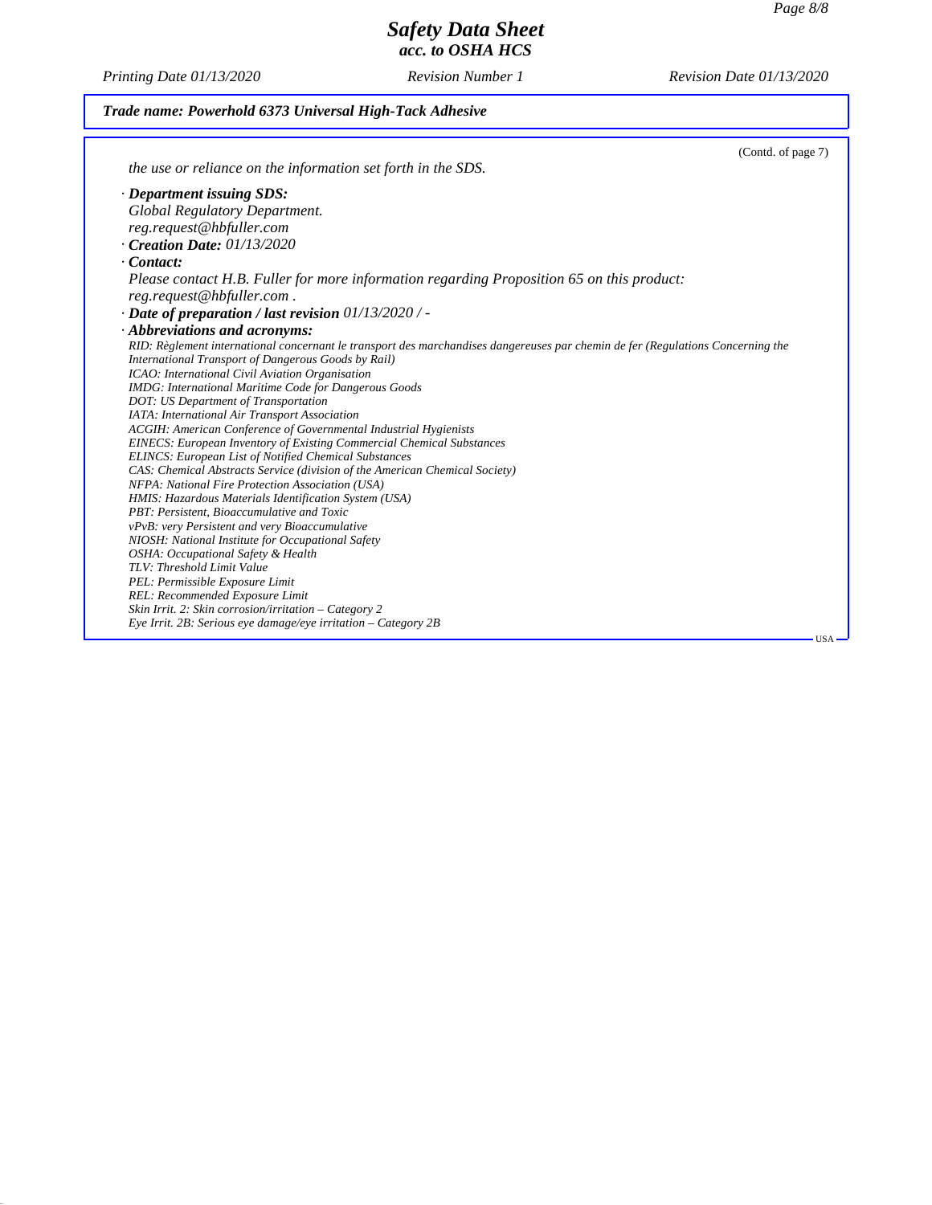*Trade name: Powerhold 6373 Universal High-Tack Adhesive*

(Contd. of page 7)

*the use or reliance on the information set forth in the SDS.*

· ***Department issuing SDS:***
*Global Regulatory Department.*
*reg.request@hbfuller.com*

· ***Creation Date:*** *01/13/2020*

· ***Contact:***
*Please contact H.B. Fuller for more information regarding Proposition 65 on this product:*
*reg.request@hbfuller.com .*

· ***Date of preparation / last revision*** *01/13/2020 / -*

· ***Abbreviations and acronyms:***
*RID: Règlement international concernant le transport des marchandises dangereuses par chemin de fer (Regulations Concerning the International Transport of Dangerous Goods by Rail)*
*ICAO: International Civil Aviation Organisation*
*IMDG: International Maritime Code for Dangerous Goods*
*DOT: US Department of Transportation*
*IATA: International Air Transport Association*
*ACGIH: American Conference of Governmental Industrial Hygienists*
*EINECS: European Inventory of Existing Commercial Chemical Substances*
*ELINCS: European List of Notified Chemical Substances*
*CAS: Chemical Abstracts Service (division of the American Chemical Society)*
*NFPA: National Fire Protection Association (USA)*
*HMIS: Hazardous Materials Identification System (USA)*
*PBT: Persistent, Bioaccumulative and Toxic*
*vPvB: very Persistent and very Bioaccumulative*
*NIOSH: National Institute for Occupational Safety*
*OSHA: Occupational Safety & Health*
*TLV: Threshold Limit Value*
*PEL: Permissible Exposure Limit*
*REL: Recommended Exposure Limit*
*Skin Irrit. 2: Skin corrosion/irritation – Category 2*
*Eye Irrit. 2B: Serious eye damage/eye irritation – Category 2B*

USA